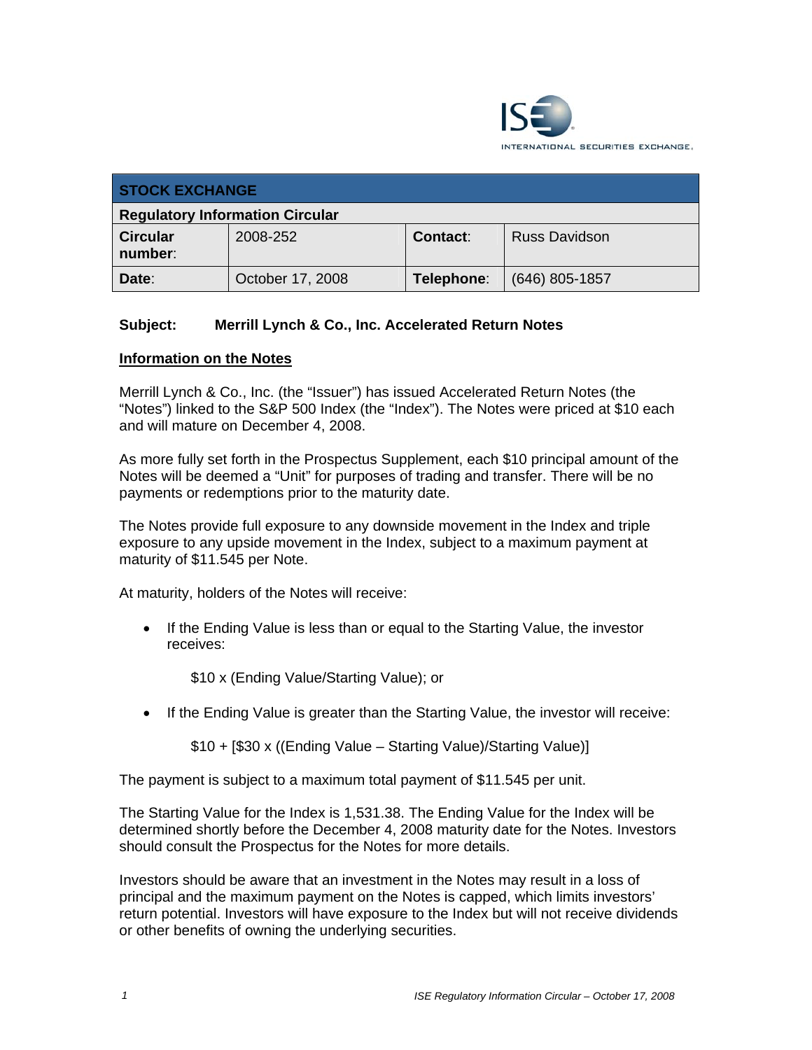INTERNATIONAL SECURITIES EXCHANGE.

| STOCK EXCHANGE | | | |
|---|---|---|---|
| **Regulatory Information Circular** | | | |
| **Circular number**: | 2008-252 | **Contact**: | Russ Davidson |
| **Date**: | October 17, 2008 | **Telephone**: | (646) 805-1857 |

**Subject: Merrill Lynch & Co., Inc. Accelerated Return Notes**

## Information on the Notes

Merrill Lynch & Co., Inc. (the "Issuer") has issued Accelerated Return Notes (the "Notes") linked to the S&P 500 Index (the "Index"). The Notes were priced at $10 each and will mature on December 4, 2008.

As more fully set forth in the Prospectus Supplement, each $10 principal amount of the Notes will be deemed a "Unit" for purposes of trading and transfer. There will be no payments or redemptions prior to the maturity date.

The Notes provide full exposure to any downside movement in the Index and triple exposure to any upside movement in the Index, subject to a maximum payment at maturity of $11.545 per Note.

At maturity, holders of the Notes will receive:

- If the Ending Value is less than or equal to the Starting Value, the investor receives:

  $10 x (Ending Value/Starting Value); or

- If the Ending Value is greater than the Starting Value, the investor will receive:

  $10 + [$30 x ((Ending Value – Starting Value)/Starting Value)]

The payment is subject to a maximum total payment of $11.545 per unit.

The Starting Value for the Index is 1,531.38. The Ending Value for the Index will be determined shortly before the December 4, 2008 maturity date for the Notes. Investors should consult the Prospectus for the Notes for more details.

Investors should be aware that an investment in the Notes may result in a loss of principal and the maximum payment on the Notes is capped, which limits investors' return potential. Investors will have exposure to the Index but will not receive dividends or other benefits of owning the underlying securities.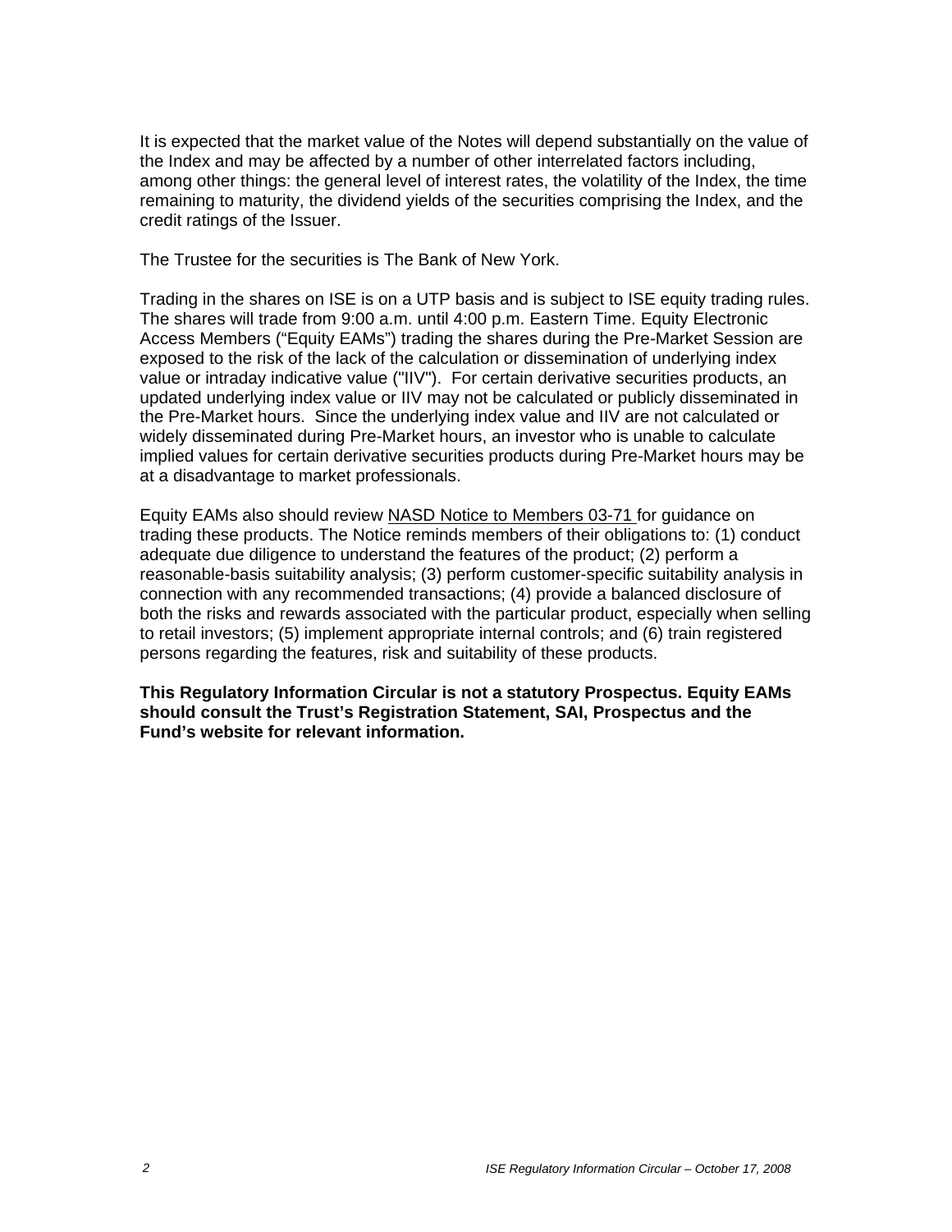It is expected that the market value of the Notes will depend substantially on the value of the Index and may be affected by a number of other interrelated factors including, among other things: the general level of interest rates, the volatility of the Index, the time remaining to maturity, the dividend yields of the securities comprising the Index, and the credit ratings of the Issuer.

The Trustee for the securities is The Bank of New York.

Trading in the shares on ISE is on a UTP basis and is subject to ISE equity trading rules. The shares will trade from 9:00 a.m. until 4:00 p.m. Eastern Time. Equity Electronic Access Members ("Equity EAMs") trading the shares during the Pre-Market Session are exposed to the risk of the lack of the calculation or dissemination of underlying index value or intraday indicative value ("IIV"). For certain derivative securities products, an updated underlying index value or IIV may not be calculated or publicly disseminated in the Pre-Market hours. Since the underlying index value and IIV are not calculated or widely disseminated during Pre-Market hours, an investor who is unable to calculate implied values for certain derivative securities products during Pre-Market hours may be at a disadvantage to market professionals.

Equity EAMs also should review NASD Notice to Members 03-71 for guidance on trading these products. The Notice reminds members of their obligations to: (1) conduct adequate due diligence to understand the features of the product; (2) perform a reasonable-basis suitability analysis; (3) perform customer-specific suitability analysis in connection with any recommended transactions; (4) provide a balanced disclosure of both the risks and rewards associated with the particular product, especially when selling to retail investors; (5) implement appropriate internal controls; and (6) train registered persons regarding the features, risk and suitability of these products.

**This Regulatory Information Circular is not a statutory Prospectus. Equity EAMs should consult the Trust's Registration Statement, SAI, Prospectus and the Fund's website for relevant information.**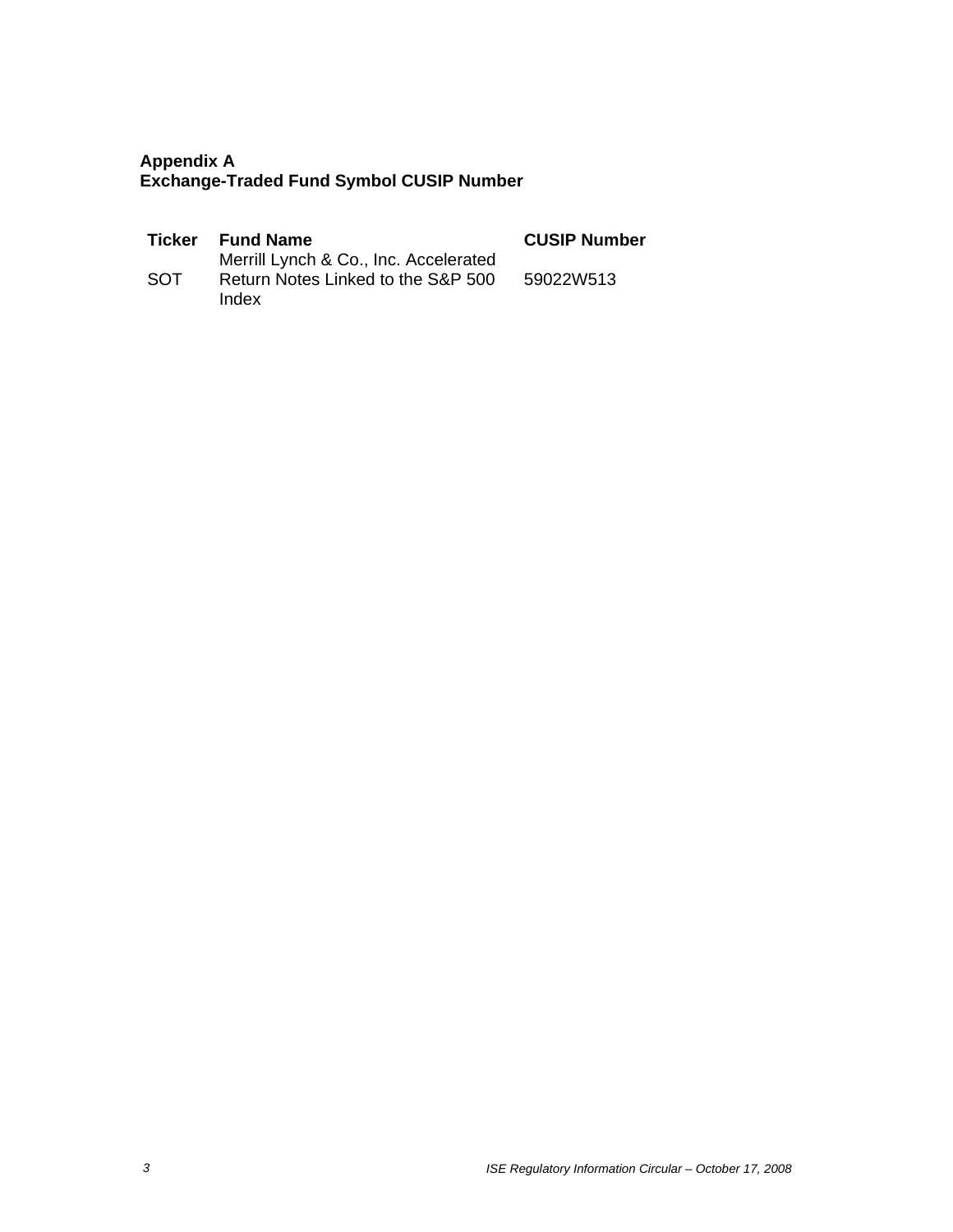**Appendix A**
**Exchange-Traded Fund Symbol CUSIP Number**

| Ticker | Fund Name | CUSIP Number |
| --- | --- | --- |
| SOT | Merrill Lynch & Co., Inc. Accelerated Return Notes Linked to the S&P 500 Index | 59022W513 |